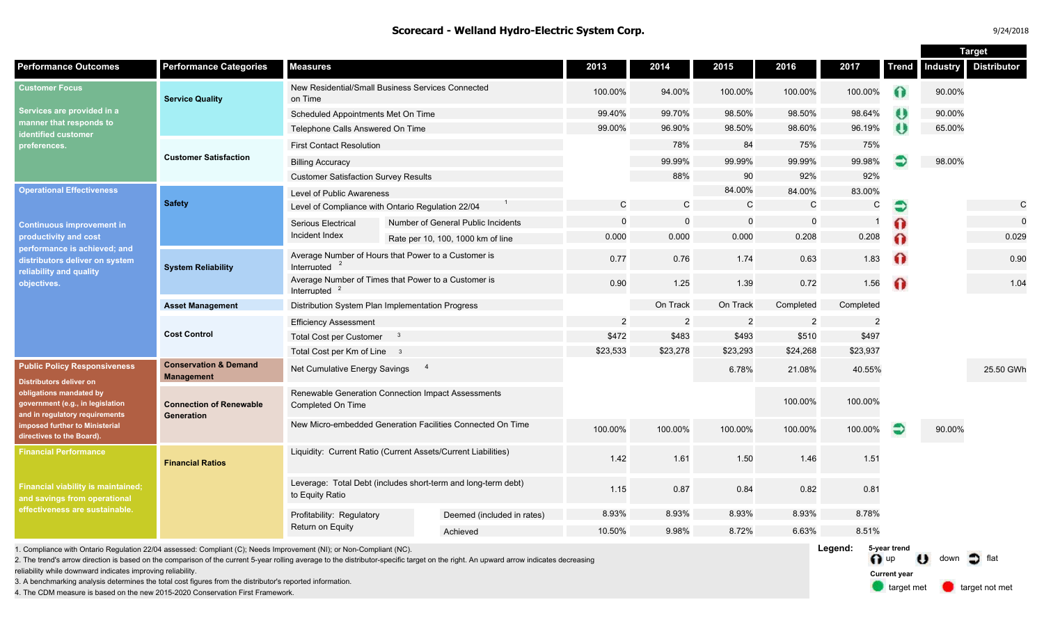# Scorecard - Welland Hydro-Electric System Corp.

9/24/2018

| Performance Outcomes | Performance Categories | Measures | | 2013 | 2014 | 2015 | 2016 | 2017 | Trend | Target: Industry | Target: Distributor |
|---|---|---|---|---|---|---|---|---|---|---|---|
| **Customer Focus** Services are provided in a manner that responds to identified customer preferences. | Service Quality | New Residential/Small Business Services Connected on Time | | 100.00% | 94.00% | 100.00% | 100.00% | 100.00% | up | 90.00% | |
| | | Scheduled Appointments Met On Time | | 99.40% | 99.70% | 98.50% | 98.50% | 98.64% | down | 90.00% | |
| | | Telephone Calls Answered On Time | | 99.00% | 96.90% | 98.50% | 98.60% | 96.19% | down | 65.00% | |
| | Customer Satisfaction | First Contact Resolution | | | 78% | 84 | 75% | 75% | | | |
| | | Billing Accuracy | | | 99.99% | 99.99% | 99.99% | 99.98% | flat | 98.00% | |
| | | Customer Satisfaction Survey Results | | | 88% | 90 | 92% | 92% | | | |
| **Operational Effectiveness** Continuous improvement in productivity and cost performance is achieved; and distributors deliver on system reliability and quality objectives. | Safety | Level of Public Awareness | | | | 84.00% | 84.00% | 83.00% | | | |
| | | Level of Compliance with Ontario Regulation 22/04 [1] | | C | C | C | C | C | flat | | C |
| | | Serious Electrical Incident Index | Number of General Public Incidents | 0 | 0 | 0 | 0 | 1 | up | | 0 |
| | | | Rate per 10, 100, 1000 km of line | 0.000 | 0.000 | 0.000 | 0.208 | 0.208 | up | | 0.029 |
| | System Reliability | Average Number of Hours that Power to a Customer is Interrupted [2] | | 0.77 | 0.76 | 1.74 | 0.63 | 1.83 | up | | 0.90 |
| | | Average Number of Times that Power to a Customer is Interrupted [2] | | 0.90 | 1.25 | 1.39 | 0.72 | 1.56 | up | | 1.04 |
| | Asset Management | Distribution System Plan Implementation Progress | | | On Track | On Track | Completed | Completed | | | |
| | Cost Control | Efficiency Assessment | | 2 | 2 | 2 | 2 | 2 | | | |
| | | Total Cost per Customer [3] | | $472 | $483 | $493 | $510 | $497 | | | |
| | | Total Cost per Km of Line [3] | | $23,533 | $23,278 | $23,293 | $24,268 | $23,937 | | | |
| **Public Policy Responsiveness** Distributors deliver on obligations mandated by government (e.g., in legislation and in regulatory requirements imposed further to Ministerial directives to the Board). | Conservation & Demand Management | Net Cumulative Energy Savings [4] | | | | 6.78% | 21.08% | 40.55% | | | 25.50 GWh |
| | Connection of Renewable Generation | Renewable Generation Connection Impact Assessments Completed On Time | | | | | 100.00% | 100.00% | | | |
| | | New Micro-embedded Generation Facilities Connected On Time | | 100.00% | 100.00% | 100.00% | 100.00% | 100.00% | flat | 90.00% | |
| **Financial Performance** Financial viability is maintained; and savings from operational effectiveness are sustainable. | Financial Ratios | Liquidity: Current Ratio (Current Assets/Current Liabilities) | | 1.42 | 1.61 | 1.50 | 1.46 | 1.51 | | | |
| | | Leverage: Total Debt (includes short-term and long-term debt) to Equity Ratio | | 1.15 | 0.87 | 0.84 | 0.82 | 0.81 | | | |
| | | Profitability: Regulatory Return on Equity | Deemed (included in rates) | 8.93% | 8.93% | 8.93% | 8.93% | 8.78% | | | |
| | | | Achieved | 10.50% | 9.98% | 8.72% | 6.63% | 8.51% | | | |

1. Compliance with Ontario Regulation 22/04 assessed: Compliant (C); Needs Improvement (NI); or Non-Compliant (NC).
2. The trend's arrow direction is based on the comparison of the current 5-year rolling average to the distributor-specific target on the right. An upward arrow indicates decreasing reliability while downward indicates improving reliability.
3. A benchmarking analysis determines the total cost figures from the distributor's reported information.
4. The CDM measure is based on the new 2015-2020 Conservation First Framework.

**Legend:** 5-year trend: up, down, flat. Current year: target met, target not met.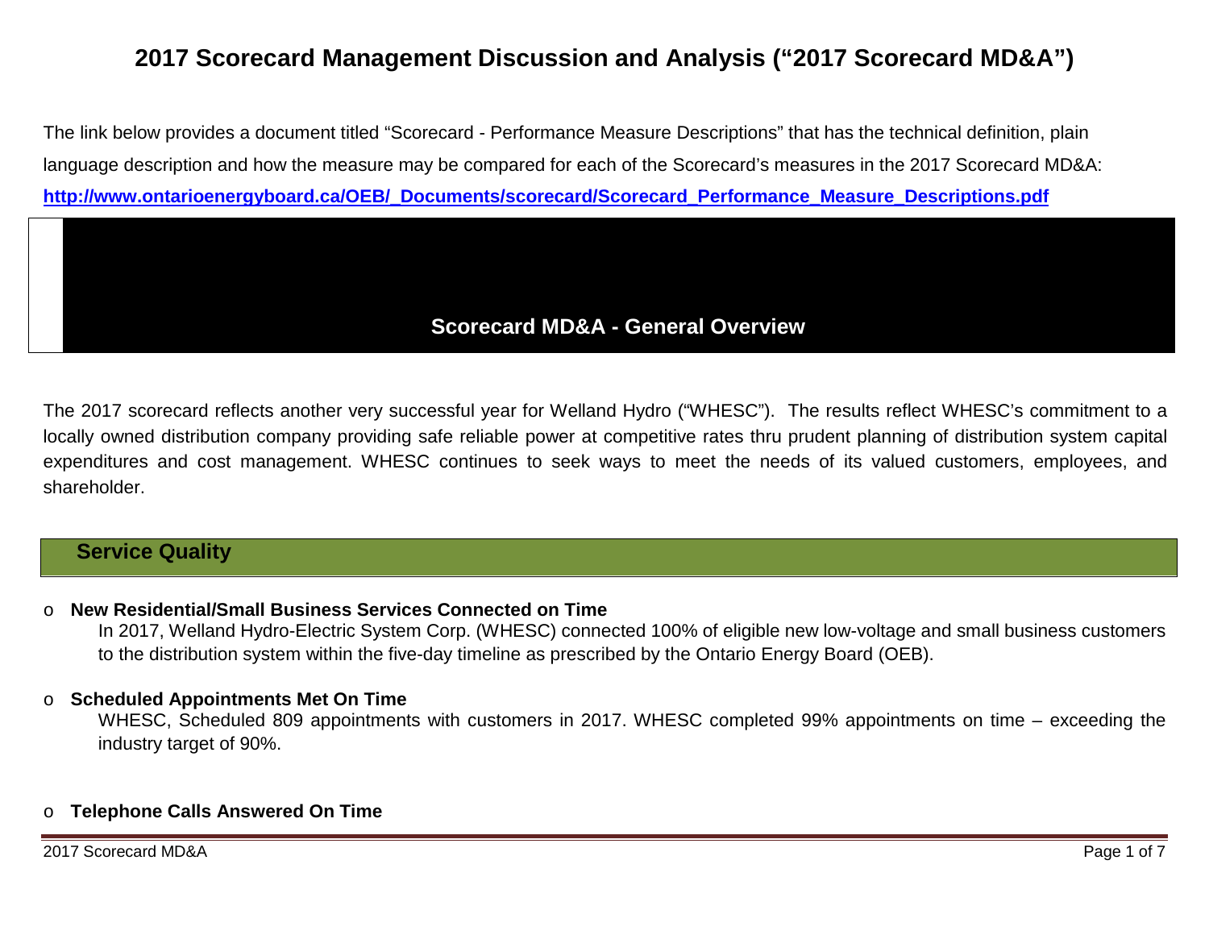# 2017 Scorecard Management Discussion and Analysis ("2017 Scorecard MD&A")

The link below provides a document titled "Scorecard - Performance Measure Descriptions" that has the technical definition, plain language description and how the measure may be compared for each of the Scorecard's measures in the 2017 Scorecard MD&A:
**http://www.ontarioenergyboard.ca/OEB/_Documents/scorecard/Scorecard_Performance_Measure_Descriptions.pdf**

## Scorecard MD&A - General Overview

The 2017 scorecard reflects another very successful year for Welland Hydro ("WHESC"). The results reflect WHESC's commitment to a locally owned distribution company providing safe reliable power at competitive rates thru prudent planning of distribution system capital expenditures and cost management. WHESC continues to seek ways to meet the needs of its valued customers, employees, and shareholder.

## Service Quality

- **New Residential/Small Business Services Connected on Time**
  In 2017, Welland Hydro-Electric System Corp. (WHESC) connected 100% of eligible new low-voltage and small business customers to the distribution system within the five-day timeline as prescribed by the Ontario Energy Board (OEB).

- **Scheduled Appointments Met On Time**
  WHESC, Scheduled 809 appointments with customers in 2017. WHESC completed 99% appointments on time – exceeding the industry target of 90%.

- **Telephone Calls Answered On Time**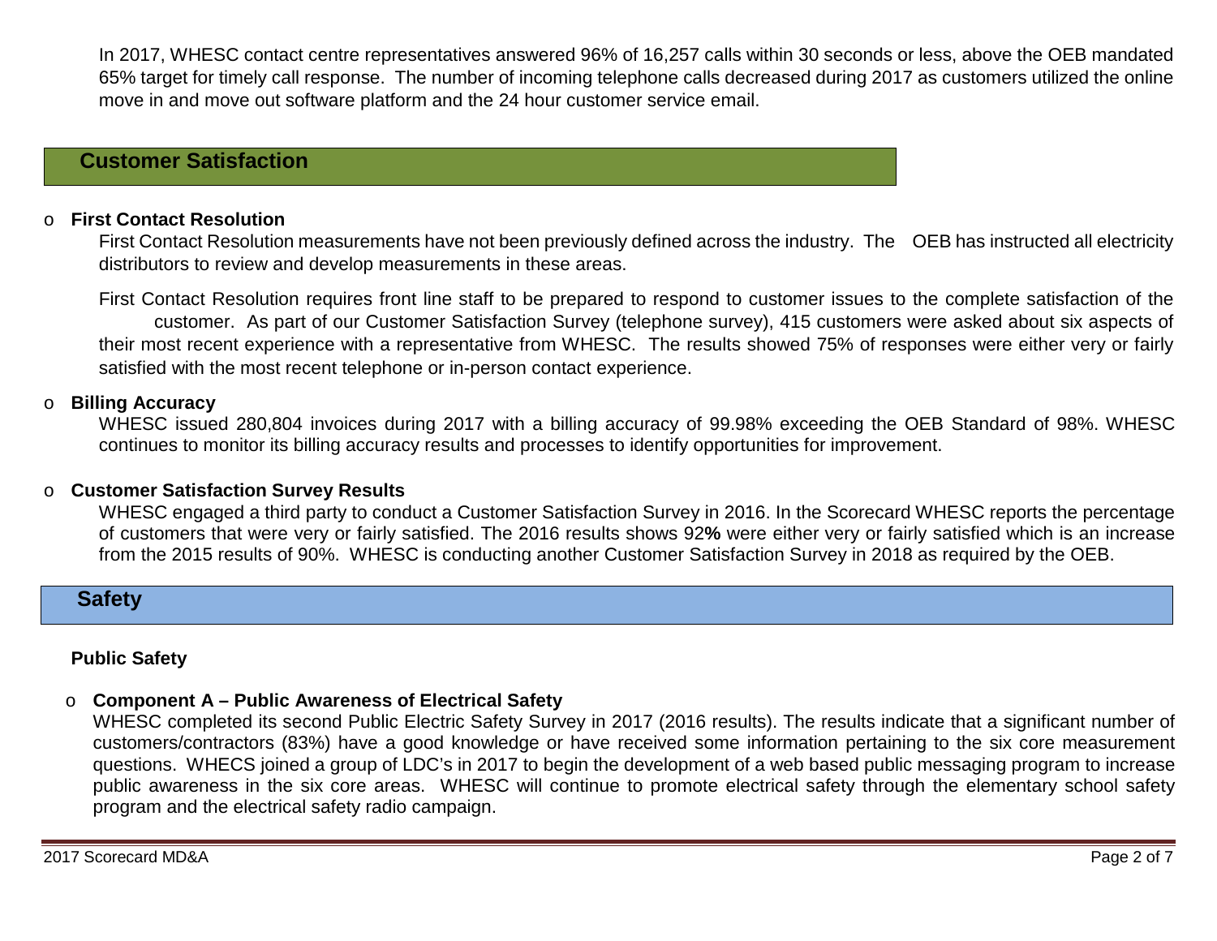In 2017, WHESC contact centre representatives answered 96% of 16,257 calls within 30 seconds or less, above the OEB mandated 65% target for timely call response. The number of incoming telephone calls decreased during 2017 as customers utilized the online move in and move out software platform and the 24 hour customer service email.

## Customer Satisfaction

- **First Contact Resolution**

  First Contact Resolution measurements have not been previously defined across the industry. The OEB has instructed all electricity distributors to review and develop measurements in these areas.

  First Contact Resolution requires front line staff to be prepared to respond to customer issues to the complete satisfaction of the customer. As part of our Customer Satisfaction Survey (telephone survey), 415 customers were asked about six aspects of their most recent experience with a representative from WHESC. The results showed 75% of responses were either very or fairly satisfied with the most recent telephone or in-person contact experience.

- **Billing Accuracy**

  WHESC issued 280,804 invoices during 2017 with a billing accuracy of 99.98% exceeding the OEB Standard of 98%. WHESC continues to monitor its billing accuracy results and processes to identify opportunities for improvement.

- **Customer Satisfaction Survey Results**

  WHESC engaged a third party to conduct a Customer Satisfaction Survey in 2016. In the Scorecard WHESC reports the percentage of customers that were very or fairly satisfied. The 2016 results shows 92**%** were either very or fairly satisfied which is an increase from the 2015 results of 90%. WHESC is conducting another Customer Satisfaction Survey in 2018 as required by the OEB.

## Safety

### Public Safety

- **Component A – Public Awareness of Electrical Safety**

  WHESC completed its second Public Electric Safety Survey in 2017 (2016 results). The results indicate that a significant number of customers/contractors (83%) have a good knowledge or have received some information pertaining to the six core measurement questions. WHECS joined a group of LDC's in 2017 to begin the development of a web based public messaging program to increase public awareness in the six core areas. WHESC will continue to promote electrical safety through the elementary school safety program and the electrical safety radio campaign.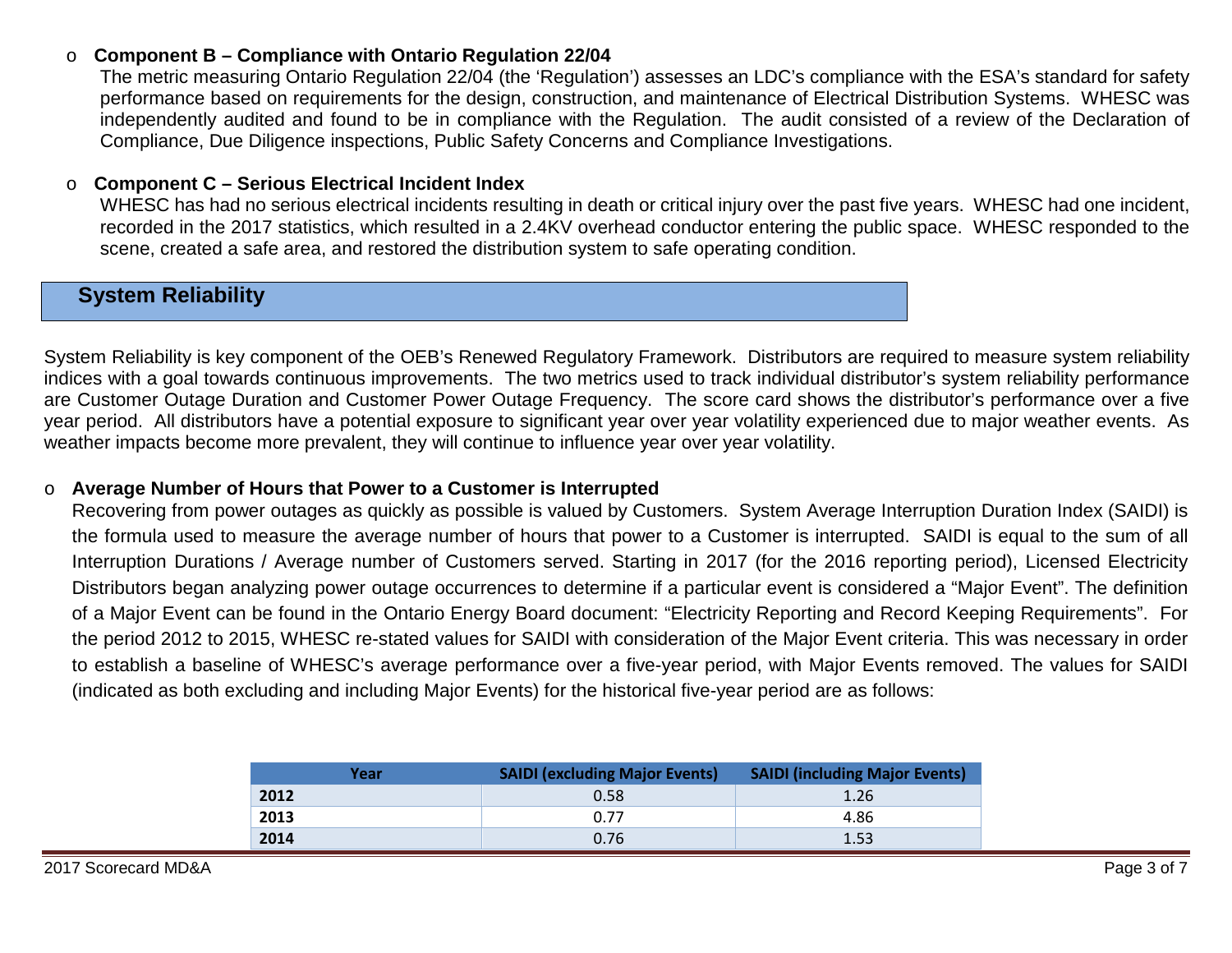- **Component B – Compliance with Ontario Regulation 22/04**
  The metric measuring Ontario Regulation 22/04 (the 'Regulation') assesses an LDC's compliance with the ESA's standard for safety performance based on requirements for the design, construction, and maintenance of Electrical Distribution Systems. WHESC was independently audited and found to be in compliance with the Regulation. The audit consisted of a review of the Declaration of Compliance, Due Diligence inspections, Public Safety Concerns and Compliance Investigations.

- **Component C – Serious Electrical Incident Index**
  WHESC has had no serious electrical incidents resulting in death or critical injury over the past five years. WHESC had one incident, recorded in the 2017 statistics, which resulted in a 2.4KV overhead conductor entering the public space. WHESC responded to the scene, created a safe area, and restored the distribution system to safe operating condition.

## System Reliability

System Reliability is key component of the OEB's Renewed Regulatory Framework. Distributors are required to measure system reliability indices with a goal towards continuous improvements. The two metrics used to track individual distributor's system reliability performance are Customer Outage Duration and Customer Power Outage Frequency. The score card shows the distributor's performance over a five year period. All distributors have a potential exposure to significant year over year volatility experienced due to major weather events. As weather impacts become more prevalent, they will continue to influence year over year volatility.

- **Average Number of Hours that Power to a Customer is Interrupted**
  Recovering from power outages as quickly as possible is valued by Customers. System Average Interruption Duration Index (SAIDI) is the formula used to measure the average number of hours that power to a Customer is interrupted. SAIDI is equal to the sum of all Interruption Durations / Average number of Customers served. Starting in 2017 (for the 2016 reporting period), Licensed Electricity Distributors began analyzing power outage occurrences to determine if a particular event is considered a "Major Event". The definition of a Major Event can be found in the Ontario Energy Board document: "Electricity Reporting and Record Keeping Requirements". For the period 2012 to 2015, WHESC re-stated values for SAIDI with consideration of the Major Event criteria. This was necessary in order to establish a baseline of WHESC's average performance over a five-year period, with Major Events removed. The values for SAIDI (indicated as both excluding and including Major Events) for the historical five-year period are as follows:

| Year | SAIDI (excluding Major Events) | SAIDI (including Major Events) |
|---|---|---|
| **2012** | 0.58 | 1.26 |
| **2013** | 0.77 | 4.86 |
| **2014** | 0.76 | 1.53 |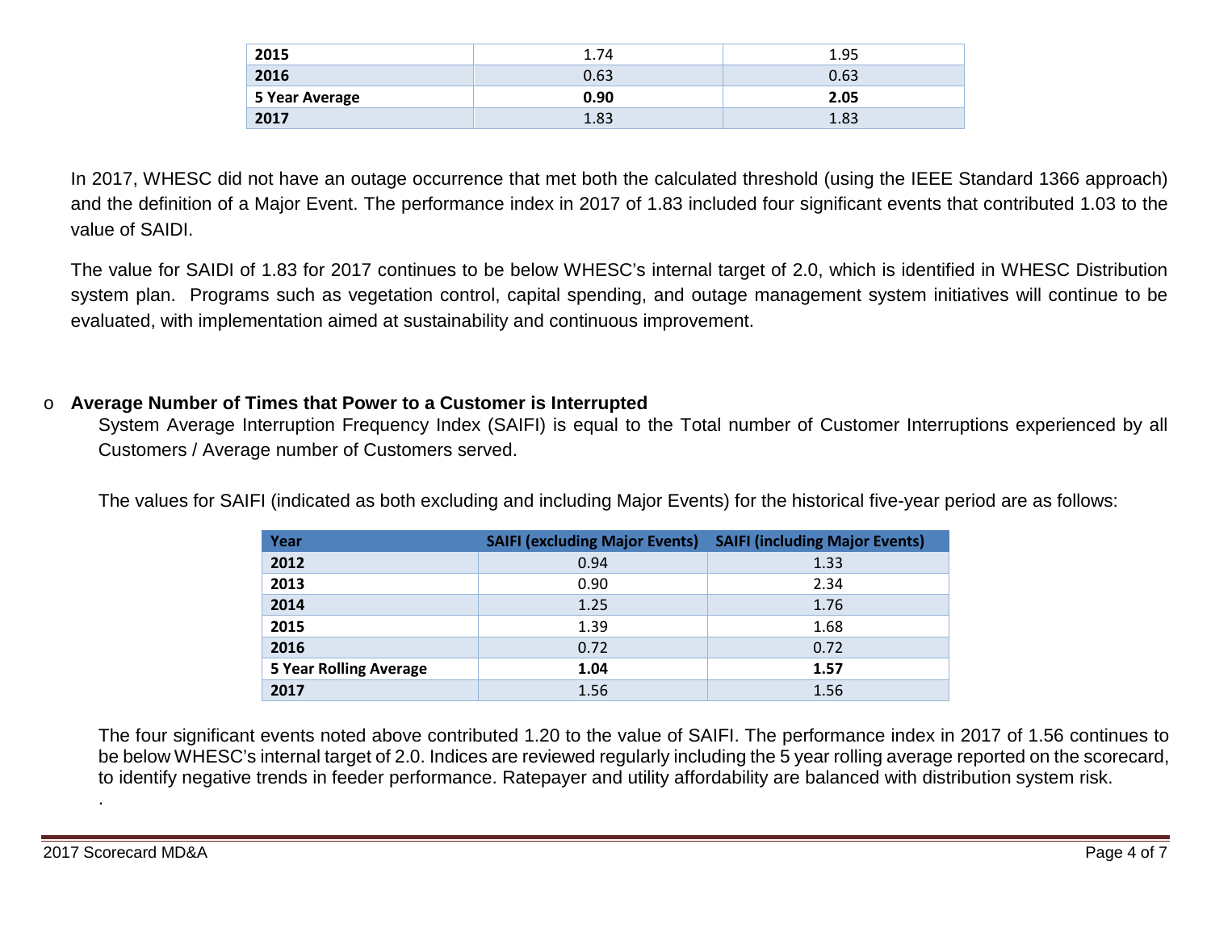| 2015 | 1.74 | 1.95 |
| --- | --- | --- |
| 2016 | 0.63 | 0.63 |
| **5 Year Average** | **0.90** | **2.05** |
| 2017 | 1.83 | 1.83 |

In 2017, WHESC did not have an outage occurrence that met both the calculated threshold (using the IEEE Standard 1366 approach) and the definition of a Major Event. The performance index in 2017 of 1.83 included four significant events that contributed 1.03 to the value of SAIDI.

The value for SAIDI of 1.83 for 2017 continues to be below WHESC's internal target of 2.0, which is identified in WHESC Distribution system plan. Programs such as vegetation control, capital spending, and outage management system initiatives will continue to be evaluated, with implementation aimed at sustainability and continuous improvement.

- **Average Number of Times that Power to a Customer is Interrupted**

  System Average Interruption Frequency Index (SAIFI) is equal to the Total number of Customer Interruptions experienced by all Customers / Average number of Customers served.

  The values for SAIFI (indicated as both excluding and including Major Events) for the historical five-year period are as follows:

| Year | SAIFI (excluding Major Events) | SAIFI (including Major Events) |
| --- | --- | --- |
| 2012 | 0.94 | 1.33 |
| 2013 | 0.90 | 2.34 |
| 2014 | 1.25 | 1.76 |
| 2015 | 1.39 | 1.68 |
| 2016 | 0.72 | 0.72 |
| **5 Year Rolling Average** | **1.04** | **1.57** |
| 2017 | 1.56 | 1.56 |

The four significant events noted above contributed 1.20 to the value of SAIFI. The performance index in 2017 of 1.56 continues to be below WHESC's internal target of 2.0. Indices are reviewed regularly including the 5 year rolling average reported on the scorecard, to identify negative trends in feeder performance. Ratepayer and utility affordability are balanced with distribution system risk.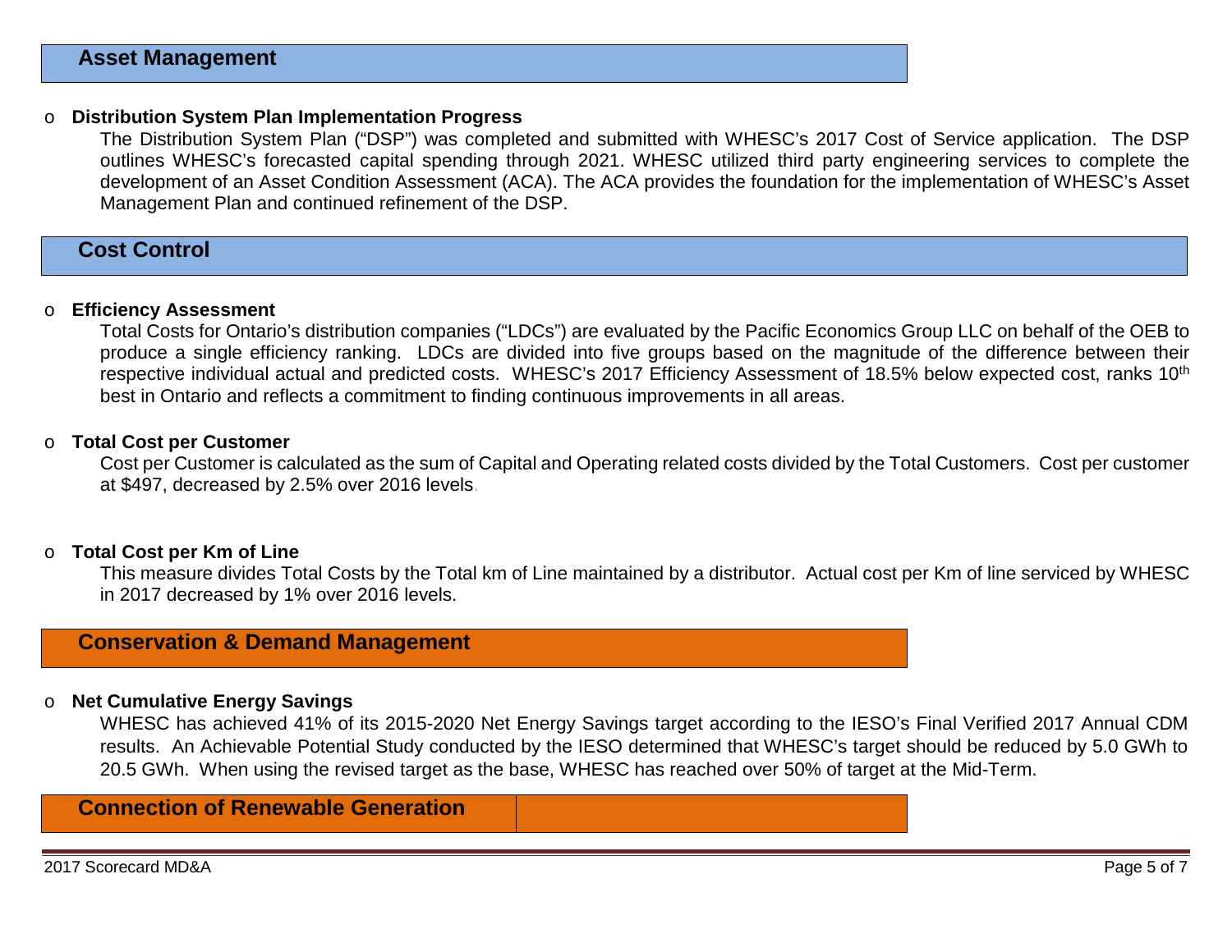## Asset Management

- **Distribution System Plan Implementation Progress**

  The Distribution System Plan ("DSP") was completed and submitted with WHESC's 2017 Cost of Service application. The DSP outlines WHESC's forecasted capital spending through 2021. WHESC utilized third party engineering services to complete the development of an Asset Condition Assessment (ACA). The ACA provides the foundation for the implementation of WHESC's Asset Management Plan and continued refinement of the DSP.

## Cost Control

- **Efficiency Assessment**

  Total Costs for Ontario's distribution companies ("LDCs") are evaluated by the Pacific Economics Group LLC on behalf of the OEB to produce a single efficiency ranking. LDCs are divided into five groups based on the magnitude of the difference between their respective individual actual and predicted costs. WHESC's 2017 Efficiency Assessment of 18.5% below expected cost, ranks 10th best in Ontario and reflects a commitment to finding continuous improvements in all areas.

- **Total Cost per Customer**

  Cost per Customer is calculated as the sum of Capital and Operating related costs divided by the Total Customers. Cost per customer at $497, decreased by 2.5% over 2016 levels.

- **Total Cost per Km of Line**

  This measure divides Total Costs by the Total km of Line maintained by a distributor. Actual cost per Km of line serviced by WHESC in 2017 decreased by 1% over 2016 levels.

## Conservation & Demand Management

- **Net Cumulative Energy Savings**

  WHESC has achieved 41% of its 2015-2020 Net Energy Savings target according to the IESO's Final Verified 2017 Annual CDM results. An Achievable Potential Study conducted by the IESO determined that WHESC's target should be reduced by 5.0 GWh to 20.5 GWh. When using the revised target as the base, WHESC has reached over 50% of target at the Mid-Term.

## Connection of Renewable Generation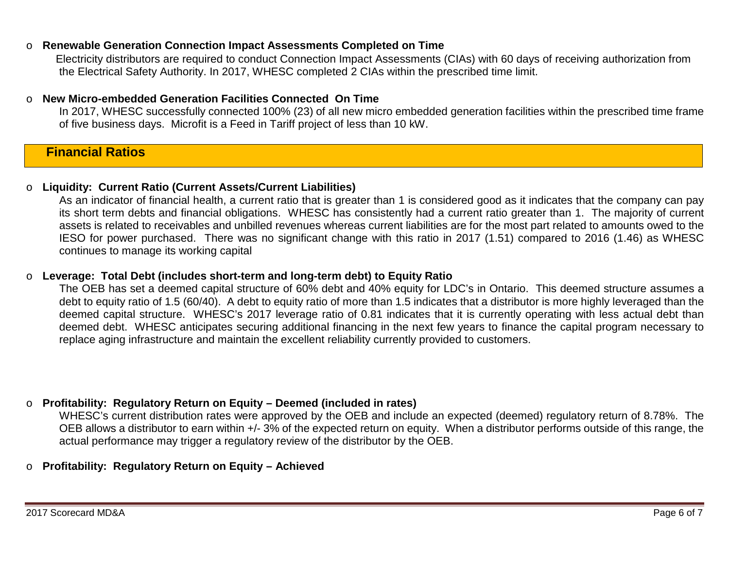- **Renewable Generation Connection Impact Assessments Completed on Time**

  Electricity distributors are required to conduct Connection Impact Assessments (CIAs) with 60 days of receiving authorization from the Electrical Safety Authority. In 2017, WHESC completed 2 CIAs within the prescribed time limit.

- **New Micro-embedded Generation Facilities Connected On Time**

  In 2017, WHESC successfully connected 100% (23) of all new micro embedded generation facilities within the prescribed time frame of five business days. Microfit is a Feed in Tariff project of less than 10 kW.

## Financial Ratios

- **Liquidity: Current Ratio (Current Assets/Current Liabilities)**

  As an indicator of financial health, a current ratio that is greater than 1 is considered good as it indicates that the company can pay its short term debts and financial obligations. WHESC has consistently had a current ratio greater than 1. The majority of current assets is related to receivables and unbilled revenues whereas current liabilities are for the most part related to amounts owed to the IESO for power purchased. There was no significant change with this ratio in 2017 (1.51) compared to 2016 (1.46) as WHESC continues to manage its working capital

- **Leverage: Total Debt (includes short-term and long-term debt) to Equity Ratio**

  The OEB has set a deemed capital structure of 60% debt and 40% equity for LDC's in Ontario. This deemed structure assumes a debt to equity ratio of 1.5 (60/40). A debt to equity ratio of more than 1.5 indicates that a distributor is more highly leveraged than the deemed capital structure. WHESC's 2017 leverage ratio of 0.81 indicates that it is currently operating with less actual debt than deemed debt. WHESC anticipates securing additional financing in the next few years to finance the capital program necessary to replace aging infrastructure and maintain the excellent reliability currently provided to customers.

- **Profitability: Regulatory Return on Equity – Deemed (included in rates)**

  WHESC's current distribution rates were approved by the OEB and include an expected (deemed) regulatory return of 8.78%. The OEB allows a distributor to earn within +/- 3% of the expected return on equity. When a distributor performs outside of this range, the actual performance may trigger a regulatory review of the distributor by the OEB.

- **Profitability: Regulatory Return on Equity – Achieved**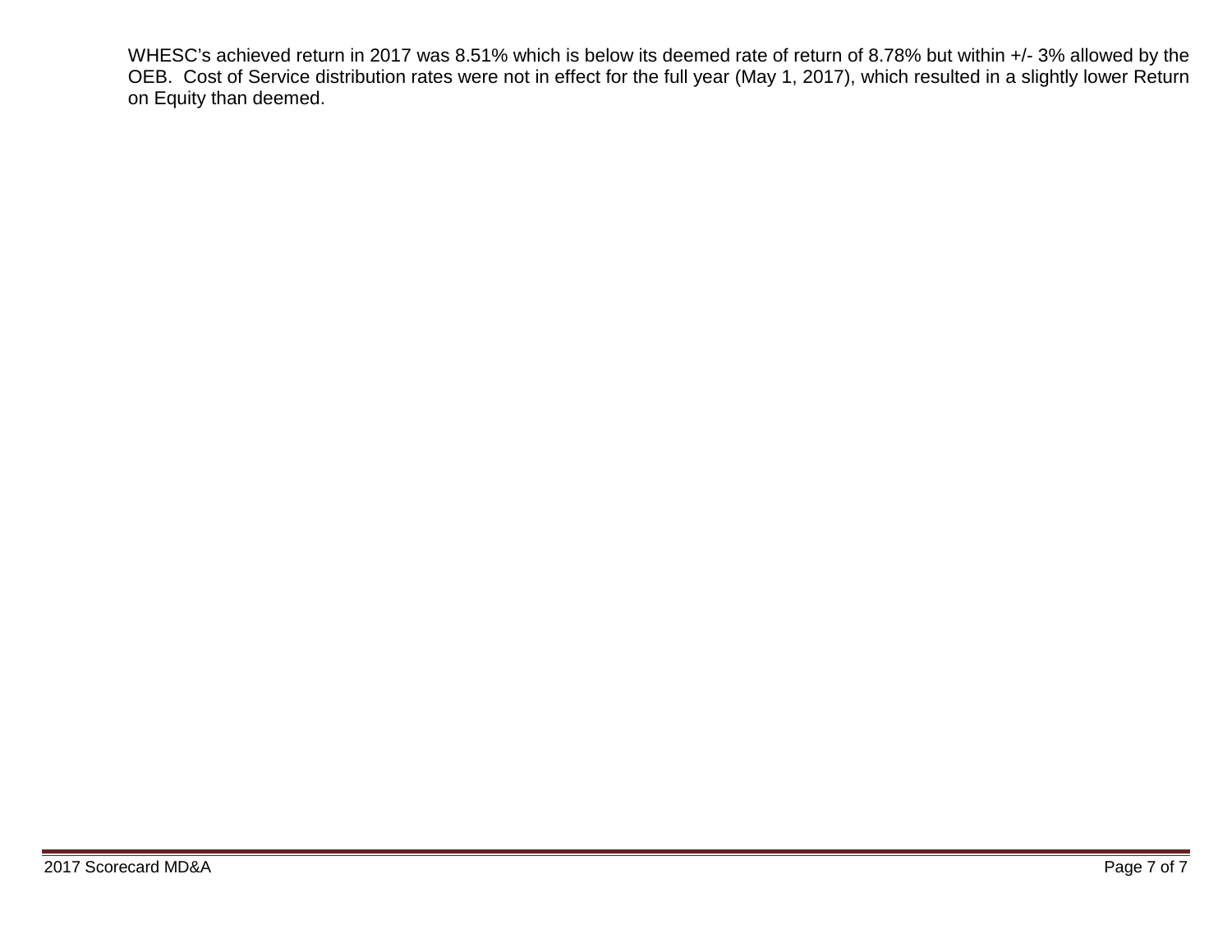WHESC's achieved return in 2017 was 8.51% which is below its deemed rate of return of 8.78% but within +/- 3% allowed by the OEB. Cost of Service distribution rates were not in effect for the full year (May 1, 2017), which resulted in a slightly lower Return on Equity than deemed.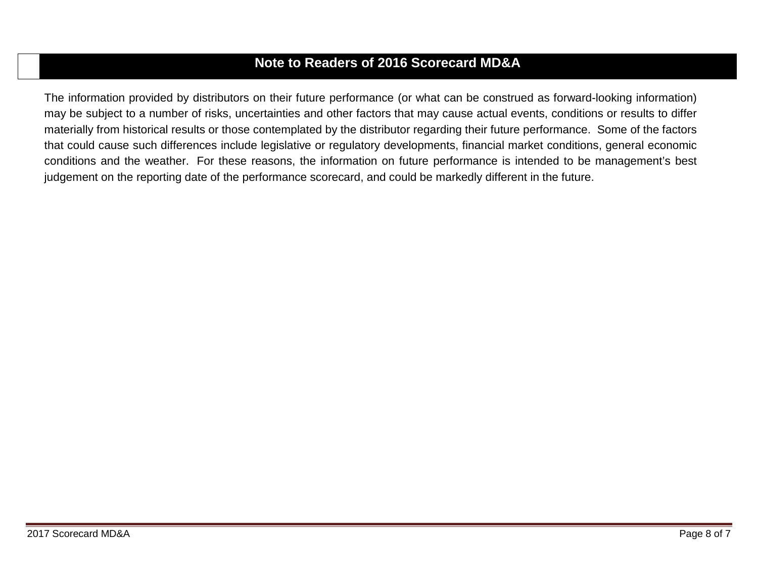## Note to Readers of 2016 Scorecard MD&A

The information provided by distributors on their future performance (or what can be construed as forward-looking information) may be subject to a number of risks, uncertainties and other factors that may cause actual events, conditions or results to differ materially from historical results or those contemplated by the distributor regarding their future performance. Some of the factors that could cause such differences include legislative or regulatory developments, financial market conditions, general economic conditions and the weather. For these reasons, the information on future performance is intended to be management's best judgement on the reporting date of the performance scorecard, and could be markedly different in the future.